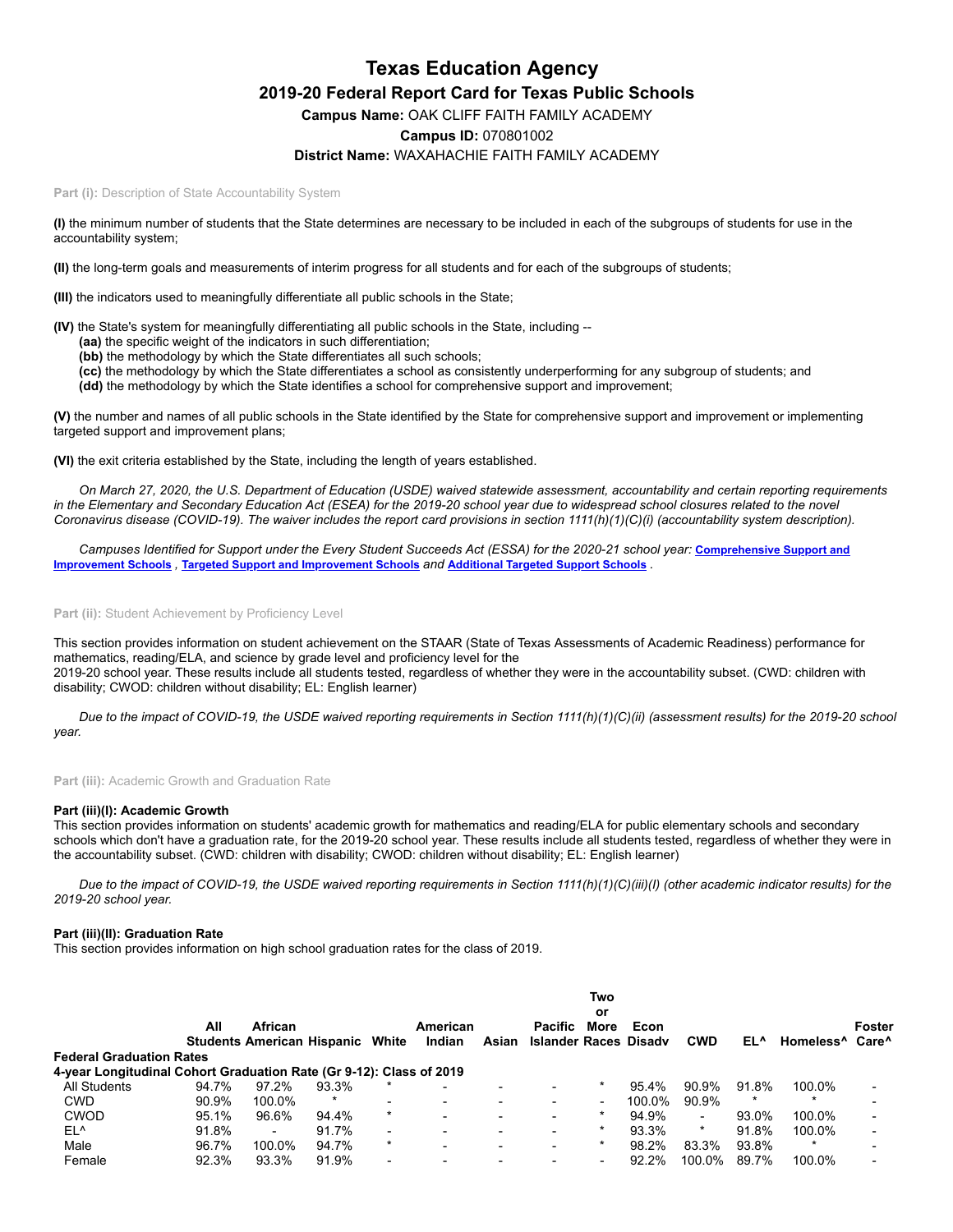# Texas Education Agency

## 2019-20 Federal Report Card for Texas Public Schools

**Campus Name:** OAK CLIFF FAITH FAMILY ACADEMY

**Campus ID:** 070801002

**District Name:** WAXAHACHIE FAITH FAMILY ACADEMY

**Part (i):** Description of State Accountability System

**(I)** the minimum number of students that the State determines are necessary to be included in each of the subgroups of students for use in the accountability system;

**(II)** the long-term goals and measurements of interim progress for all students and for each of the subgroups of students;

**(III)** the indicators used to meaningfully differentiate all public schools in the State;

**(IV)** the State's system for meaningfully differentiating all public schools in the State, including --
- **(aa)** the specific weight of the indicators in such differentiation;
- **(bb)** the methodology by which the State differentiates all such schools;
- **(cc)** the methodology by which the State differentiates a school as consistently underperforming for any subgroup of students; and
- **(dd)** the methodology by which the State identifies a school for comprehensive support and improvement;

**(V)** the number and names of all public schools in the State identified by the State for comprehensive support and improvement or implementing targeted support and improvement plans;

**(VI)** the exit criteria established by the State, including the length of years established.

*On March 27, 2020, the U.S. Department of Education (USDE) waived statewide assessment, accountability and certain reporting requirements in the Elementary and Secondary Education Act (ESEA) for the 2019-20 school year due to widespread school closures related to the novel Coronavirus disease (COVID-19). The waiver includes the report card provisions in section 1111(h)(1)(C)(i) (accountability system description).*

*Campuses Identified for Support under the Every Student Succeeds Act (ESSA) for the 2020-21 school year:* **Comprehensive Support and Improvement Schools** *,* **Targeted Support and Improvement Schools** *and* **Additional Targeted Support Schools** *.*

**Part (ii):** Student Achievement by Proficiency Level

This section provides information on student achievement on the STAAR (State of Texas Assessments of Academic Readiness) performance for mathematics, reading/ELA, and science by grade level and proficiency level for the 2019-20 school year. These results include all students tested, regardless of whether they were in the accountability subset. (CWD: children with disability; CWOD: children without disability; EL: English learner)

*Due to the impact of COVID-19, the USDE waived reporting requirements in Section 1111(h)(1)(C)(ii) (assessment results) for the 2019-20 school year.*

**Part (iii):** Academic Growth and Graduation Rate

### Part (iii)(I): Academic Growth

This section provides information on students' academic growth for mathematics and reading/ELA for public elementary schools and secondary schools which don't have a graduation rate, for the 2019-20 school year. These results include all students tested, regardless of whether they were in the accountability subset. (CWD: children with disability; CWOD: children without disability; EL: English learner)

*Due to the impact of COVID-19, the USDE waived reporting requirements in Section 1111(h)(1)(C)(iii)(I) (other academic indicator results) for the 2019-20 school year.*

### Part (iii)(II): Graduation Rate

This section provides information on high school graduation rates for the class of 2019.

| | All Students | African American | Hispanic | White | American Indian | Asian | Pacific Islander | Two or More Races | Econ Disadv | CWD | EL^ | Homeless^ | Foster Care^ |
|---|---|---|---|---|---|---|---|---|---|---|---|---|---|
| **Federal Graduation Rates** | | | | | | | | | | | | | |
| **4-year Longitudinal Cohort Graduation Rate (Gr 9-12): Class of 2019** | | | | | | | | | | | | | |
| All Students | 94.7% | 97.2% | 93.3% | * | - | - | - | * | 95.4% | 90.9% | 91.8% | 100.0% | - |
| CWD | 90.9% | 100.0% | * | - | - | - | - | - | 100.0% | 90.9% | * | * | - |
| CWOD | 95.1% | 96.6% | 94.4% | * | - | - | - | * | 94.9% | - | 93.0% | 100.0% | - |
| EL^ | 91.8% | - | 91.7% | - | - | - | - | * | 93.3% | * | 91.8% | 100.0% | - |
| Male | 96.7% | 100.0% | 94.7% | * | - | - | - | * | 98.2% | 83.3% | 93.8% | * | - |
| Female | 92.3% | 93.3% | 91.9% | - | - | - | - | - | 92.2% | 100.0% | 89.7% | 100.0% | - |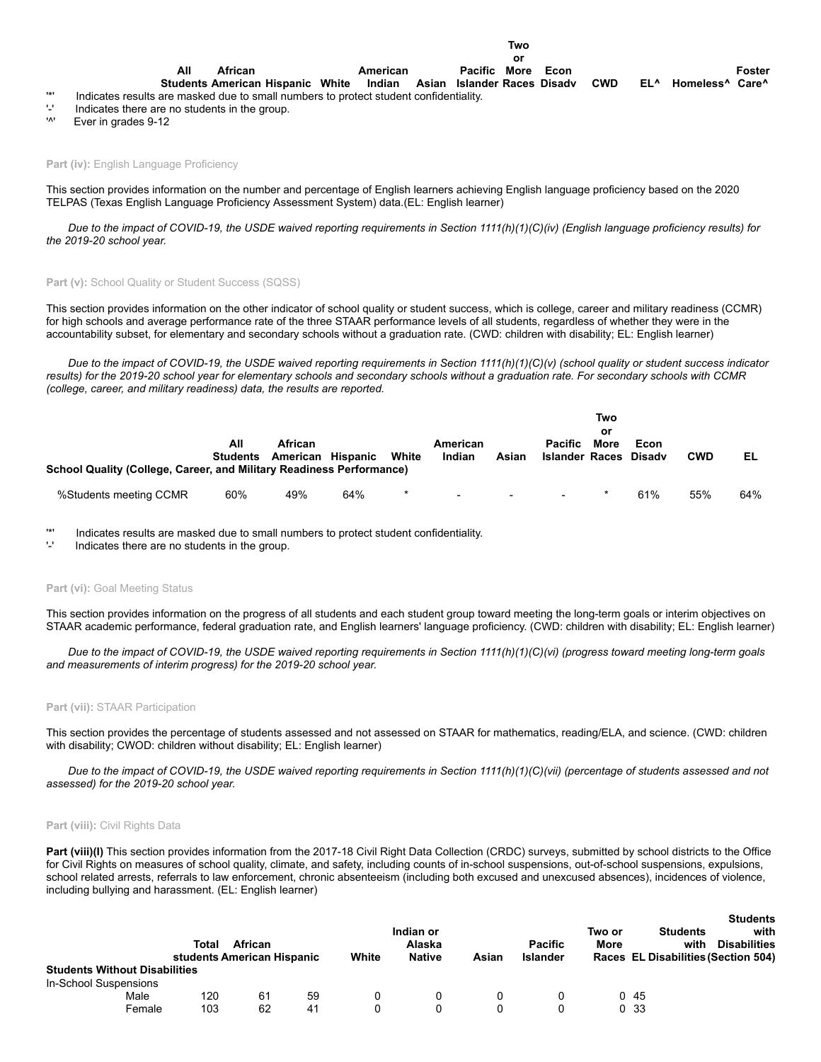| | All Students | African American | Hispanic | White | American Indian | Asian | Pacific Islander | Two or More Races | Econ Disadv | CWD | EL^ | Homeless^ | Foster Care^ |
|---|---|---|---|---|---|---|---|---|---|---|---|---|---|

'*' Indicates results are masked due to small numbers to protect student confidentiality.
'-' Indicates there are no students in the group.
'^' Ever in grades 9-12

**Part (iv):** English Language Proficiency

This section provides information on the number and percentage of English learners achieving English language proficiency based on the 2020 TELPAS (Texas English Language Proficiency Assessment System) data.(EL: English learner)

*Due to the impact of COVID-19, the USDE waived reporting requirements in Section 1111(h)(1)(C)(iv) (English language proficiency results) for the 2019-20 school year.*

**Part (v):** School Quality or Student Success (SQSS)

This section provides information on the other indicator of school quality or student success, which is college, career and military readiness (CCMR) for high schools and average performance rate of the three STAAR performance levels of all students, regardless of whether they were in the accountability subset, for elementary and secondary schools without a graduation rate. (CWD: children with disability; EL: English learner)

*Due to the impact of COVID-19, the USDE waived reporting requirements in Section 1111(h)(1)(C)(v) (school quality or student success indicator results) for the 2019-20 school year for elementary schools and secondary schools without a graduation rate. For secondary schools with CCMR (college, career, and military readiness) data, the results are reported.*

| School Quality (College, Career, and Military Readiness Performance) | All Students | African American | Hispanic | White | American Indian | Asian | Pacific Islander | Two or More Races | Econ Disadv | CWD | EL |
|---|---|---|---|---|---|---|---|---|---|---|---|
| %Students meeting CCMR | 60% | 49% | 64% | * | - | - | - | * | 61% | 55% | 64% |

'*' Indicates results are masked due to small numbers to protect student confidentiality.
'-' Indicates there are no students in the group.

**Part (vi):** Goal Meeting Status

This section provides information on the progress of all students and each student group toward meeting the long-term goals or interim objectives on STAAR academic performance, federal graduation rate, and English learners' language proficiency. (CWD: children with disability; EL: English learner)

*Due to the impact of COVID-19, the USDE waived reporting requirements in Section 1111(h)(1)(C)(vi) (progress toward meeting long-term goals and measurements of interim progress) for the 2019-20 school year.*

**Part (vii):** STAAR Participation

This section provides the percentage of students assessed and not assessed on STAAR for mathematics, reading/ELA, and science. (CWD: children with disability; CWOD: children without disability; EL: English learner)

*Due to the impact of COVID-19, the USDE waived reporting requirements in Section 1111(h)(1)(C)(vii) (percentage of students assessed and not assessed) for the 2019-20 school year.*

**Part (viii):** Civil Rights Data

**Part (viii)(I)** This section provides information from the 2017-18 Civil Right Data Collection (CRDC) surveys, submitted by school districts to the Office for Civil Rights on measures of school quality, climate, and safety, including counts of in-school suspensions, out-of-school suspensions, expulsions, school related arrests, referrals to law enforcement, chronic absenteeism (including both excused and unexcused absences), incidences of violence, including bullying and harassment. (EL: English learner)

| Students Without Disabilities | Total students | African American | Hispanic | White | Indian or Alaska Native | Asian | Pacific Islander | Two or More Races | EL | Students with Disabilities | Students with Disabilities (Section 504) |
|---|---|---|---|---|---|---|---|---|---|---|---|
| In-School Suspensions | | | | | | | | | | | |
| Male | 120 | 61 | 59 | 0 | 0 | 0 | 0 | 0 | 45 | | |
| Female | 103 | 62 | 41 | 0 | 0 | 0 | 0 | 0 | 33 | | |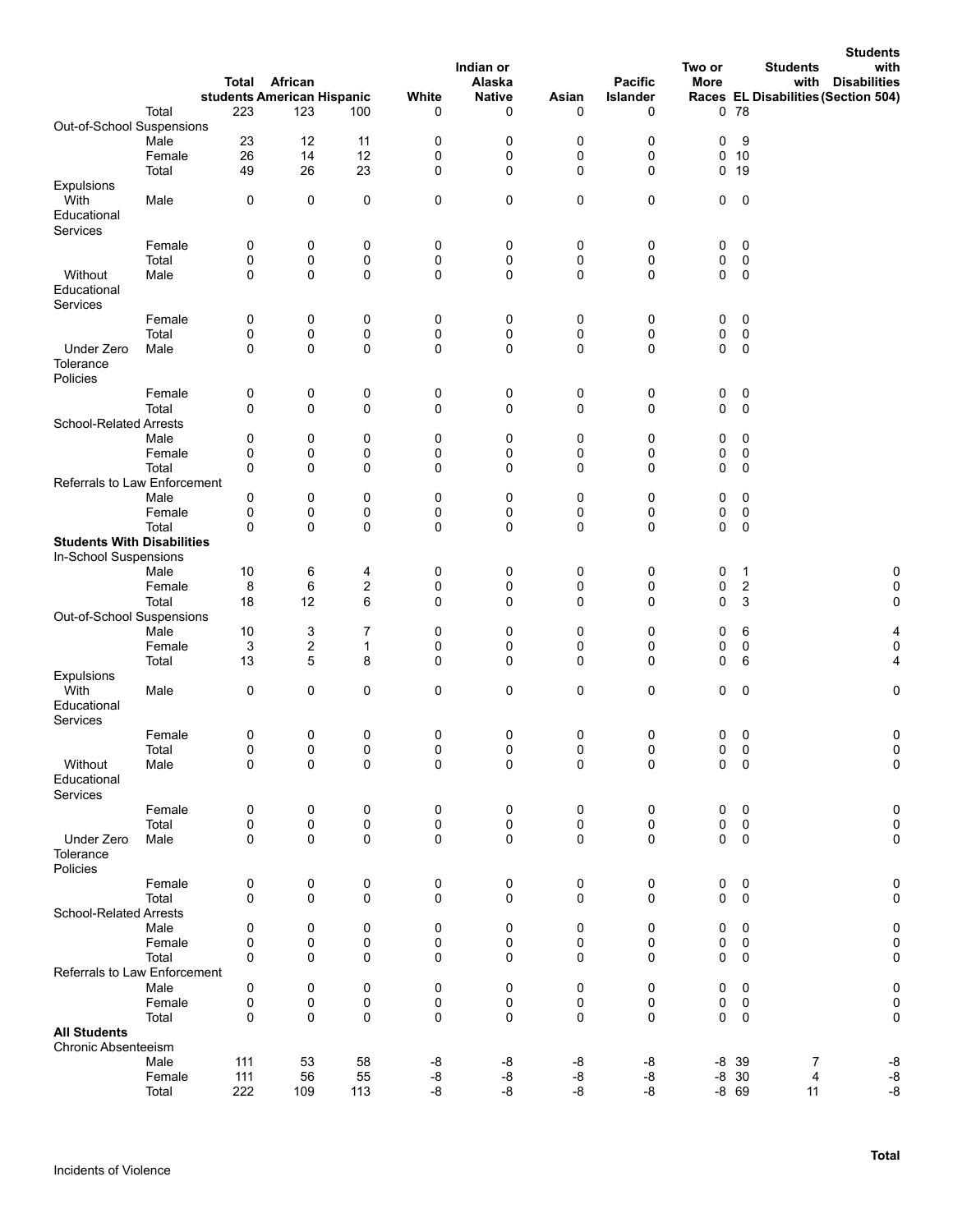| | | Total students | African American | Hispanic | White | Indian or Alaska Native | Asian | Pacific Islander | Two or More Races | EL | Students with Disabilities | Students with Disabilities (Section 504) |
|---|---|---|---|---|---|---|---|---|---|---|---|---|
| | Total | 223 | 123 | 100 | 0 | 0 | 0 | 0 | 0 | 78 | | |
| Out-of-School Suspensions | | | | | | | | | | | | |
| | Male | 23 | 12 | 11 | 0 | 0 | 0 | 0 | 0 | 9 | | |
| | Female | 26 | 14 | 12 | 0 | 0 | 0 | 0 | 0 | 10 | | |
| | Total | 49 | 26 | 23 | 0 | 0 | 0 | 0 | 0 | 19 | | |
| Expulsions | | | | | | | | | | | | |
| With Educational Services | Male | 0 | 0 | 0 | 0 | 0 | 0 | 0 | 0 | 0 | | |
| | Female | 0 | 0 | 0 | 0 | 0 | 0 | 0 | 0 | 0 | | |
| | Total | 0 | 0 | 0 | 0 | 0 | 0 | 0 | 0 | 0 | | |
| Without Educational Services | Male | 0 | 0 | 0 | 0 | 0 | 0 | 0 | 0 | 0 | | |
| | Female | 0 | 0 | 0 | 0 | 0 | 0 | 0 | 0 | 0 | | |
| | Total | 0 | 0 | 0 | 0 | 0 | 0 | 0 | 0 | 0 | | |
| Under Zero Tolerance Policies | Male | 0 | 0 | 0 | 0 | 0 | 0 | 0 | 0 | 0 | | |
| | Female | 0 | 0 | 0 | 0 | 0 | 0 | 0 | 0 | 0 | | |
| | Total | 0 | 0 | 0 | 0 | 0 | 0 | 0 | 0 | 0 | | |
| School-Related Arrests | | | | | | | | | | | | |
| | Male | 0 | 0 | 0 | 0 | 0 | 0 | 0 | 0 | 0 | | |
| | Female | 0 | 0 | 0 | 0 | 0 | 0 | 0 | 0 | 0 | | |
| | Total | 0 | 0 | 0 | 0 | 0 | 0 | 0 | 0 | 0 | | |
| Referrals to Law Enforcement | | | | | | | | | | | | |
| | Male | 0 | 0 | 0 | 0 | 0 | 0 | 0 | 0 | 0 | | |
| | Female | 0 | 0 | 0 | 0 | 0 | 0 | 0 | 0 | 0 | | |
| | Total | 0 | 0 | 0 | 0 | 0 | 0 | 0 | 0 | 0 | | |
| **Students With Disabilities** | | | | | | | | | | | | |
| In-School Suspensions | | | | | | | | | | | | |
| | Male | 10 | 6 | 4 | 0 | 0 | 0 | 0 | 0 | 1 | | 0 |
| | Female | 8 | 6 | 2 | 0 | 0 | 0 | 0 | 0 | 2 | | 0 |
| | Total | 18 | 12 | 6 | 0 | 0 | 0 | 0 | 0 | 3 | | 0 |
| Out-of-School Suspensions | | | | | | | | | | | | |
| | Male | 10 | 3 | 7 | 0 | 0 | 0 | 0 | 0 | 6 | | 4 |
| | Female | 3 | 2 | 1 | 0 | 0 | 0 | 0 | 0 | 0 | | 0 |
| | Total | 13 | 5 | 8 | 0 | 0 | 0 | 0 | 0 | 6 | | 4 |
| Expulsions | | | | | | | | | | | | |
| With Educational Services | Male | 0 | 0 | 0 | 0 | 0 | 0 | 0 | 0 | 0 | | 0 |
| | Female | 0 | 0 | 0 | 0 | 0 | 0 | 0 | 0 | 0 | | 0 |
| | Total | 0 | 0 | 0 | 0 | 0 | 0 | 0 | 0 | 0 | | 0 |
| Without Educational Services | Male | 0 | 0 | 0 | 0 | 0 | 0 | 0 | 0 | 0 | | 0 |
| | Female | 0 | 0 | 0 | 0 | 0 | 0 | 0 | 0 | 0 | | 0 |
| | Total | 0 | 0 | 0 | 0 | 0 | 0 | 0 | 0 | 0 | | 0 |
| Under Zero Tolerance Policies | Male | 0 | 0 | 0 | 0 | 0 | 0 | 0 | 0 | 0 | | 0 |
| | Female | 0 | 0 | 0 | 0 | 0 | 0 | 0 | 0 | 0 | | 0 |
| | Total | 0 | 0 | 0 | 0 | 0 | 0 | 0 | 0 | 0 | | 0 |
| School-Related Arrests | | | | | | | | | | | | |
| | Male | 0 | 0 | 0 | 0 | 0 | 0 | 0 | 0 | 0 | | 0 |
| | Female | 0 | 0 | 0 | 0 | 0 | 0 | 0 | 0 | 0 | | 0 |
| | Total | 0 | 0 | 0 | 0 | 0 | 0 | 0 | 0 | 0 | | 0 |
| Referrals to Law Enforcement | | | | | | | | | | | | |
| | Male | 0 | 0 | 0 | 0 | 0 | 0 | 0 | 0 | 0 | | 0 |
| | Female | 0 | 0 | 0 | 0 | 0 | 0 | 0 | 0 | 0 | | 0 |
| | Total | 0 | 0 | 0 | 0 | 0 | 0 | 0 | 0 | 0 | | 0 |
| **All Students** | | | | | | | | | | | | |
| Chronic Absenteeism | | | | | | | | | | | | |
| | Male | 111 | 53 | 58 | -8 | -8 | -8 | -8 | -8 | 39 | 7 | -8 |
| | Female | 111 | 56 | 55 | -8 | -8 | -8 | -8 | -8 | 30 | 4 | -8 |
| | Total | 222 | 109 | 113 | -8 | -8 | -8 | -8 | -8 | 69 | 11 | -8 |

| | Total |
|---|---|
| Incidents of Violence | |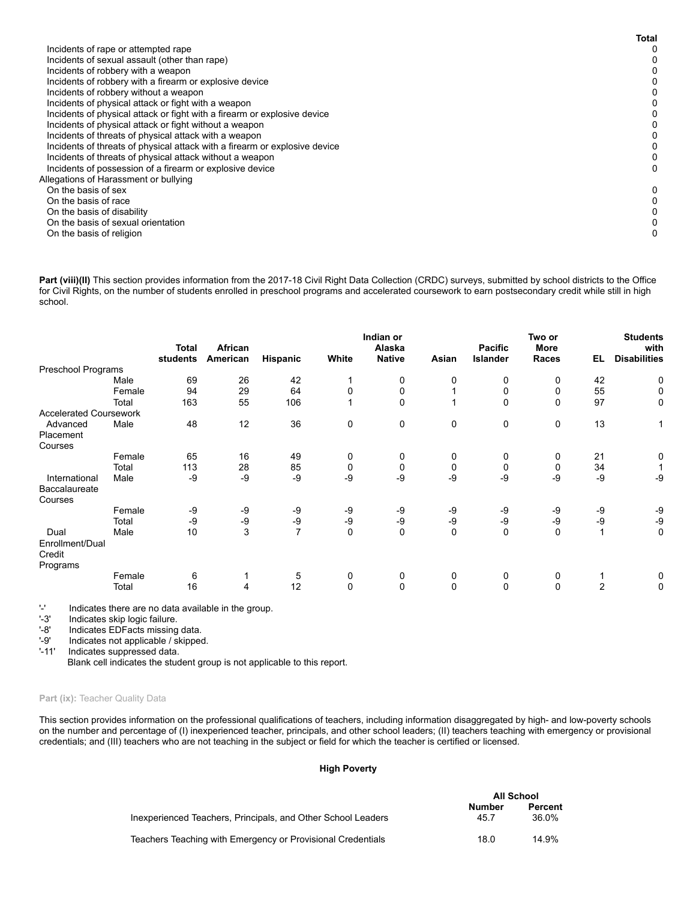| | Total |
|---|---|
| Incidents of rape or attempted rape | 0 |
| Incidents of sexual assault (other than rape) | 0 |
| Incidents of robbery with a weapon | 0 |
| Incidents of robbery with a firearm or explosive device | 0 |
| Incidents of robbery without a weapon | 0 |
| Incidents of physical attack or fight with a weapon | 0 |
| Incidents of physical attack or fight with a firearm or explosive device | 0 |
| Incidents of physical attack or fight without a weapon | 0 |
| Incidents of threats of physical attack with a weapon | 0 |
| Incidents of threats of physical attack with a firearm or explosive device | 0 |
| Incidents of threats of physical attack without a weapon | 0 |
| Incidents of possession of a firearm or explosive device | 0 |
| Allegations of Harassment or bullying | |
| On the basis of sex | 0 |
| On the basis of race | 0 |
| On the basis of disability | 0 |
| On the basis of sexual orientation | 0 |
| On the basis of religion | 0 |

**Part (viii)(II)** This section provides information from the 2017-18 Civil Right Data Collection (CRDC) surveys, submitted by school districts to the Office for Civil Rights, on the number of students enrolled in preschool programs and accelerated coursework to earn postsecondary credit while still in high school.

| | | Total students | African American | Hispanic | White | Indian or Alaska Native | Asian | Pacific Islander | Two or More Races | EL | Students with Disabilities |
|---|---|---|---|---|---|---|---|---|---|---|---|
| Preschool Programs | | | | | | | | | | | |
| | Male | 69 | 26 | 42 | 1 | 0 | 0 | 0 | 0 | 42 | 0 |
| | Female | 94 | 29 | 64 | 0 | 0 | 1 | 0 | 0 | 55 | 0 |
| | Total | 163 | 55 | 106 | 1 | 0 | 1 | 0 | 0 | 97 | 0 |
| Accelerated Coursework | | | | | | | | | | | |
| Advanced Placement Courses | Male | 48 | 12 | 36 | 0 | 0 | 0 | 0 | 0 | 13 | 1 |
| | Female | 65 | 16 | 49 | 0 | 0 | 0 | 0 | 0 | 21 | 0 |
| | Total | 113 | 28 | 85 | 0 | 0 | 0 | 0 | 0 | 34 | 1 |
| International Baccalaureate Courses | Male | -9 | -9 | -9 | -9 | -9 | -9 | -9 | -9 | -9 | -9 |
| | Female | -9 | -9 | -9 | -9 | -9 | -9 | -9 | -9 | -9 | -9 |
| | Total | -9 | -9 | -9 | -9 | -9 | -9 | -9 | -9 | -9 | -9 |
| Dual Enrollment/Dual Credit Programs | Male | 10 | 3 | 7 | 0 | 0 | 0 | 0 | 0 | 1 | 0 |
| | Female | 6 | 1 | 5 | 0 | 0 | 0 | 0 | 0 | 1 | 0 |
| | Total | 16 | 4 | 12 | 0 | 0 | 0 | 0 | 0 | 2 | 0 |

'-' Indicates there are no data available in the group.
'-3' Indicates skip logic failure.
'-8' Indicates EDFacts missing data.
'-9' Indicates not applicable / skipped.
'-11' Indicates suppressed data.
Blank cell indicates the student group is not applicable to this report.

**Part (ix):** Teacher Quality Data

This section provides information on the professional qualifications of teachers, including information disaggregated by high- and low-poverty schools on the number and percentage of (I) inexperienced teacher, principals, and other school leaders; (II) teachers teaching with emergency or provisional credentials; and (III) teachers who are not teaching in the subject or field for which the teacher is certified or licensed.

**High Poverty**

| | All School | |
|---|---|---|
| | Number | Percent |
| Inexperienced Teachers, Principals, and Other School Leaders | 45.7 | 36.0% |
| Teachers Teaching with Emergency or Provisional Credentials | 18.0 | 14.9% |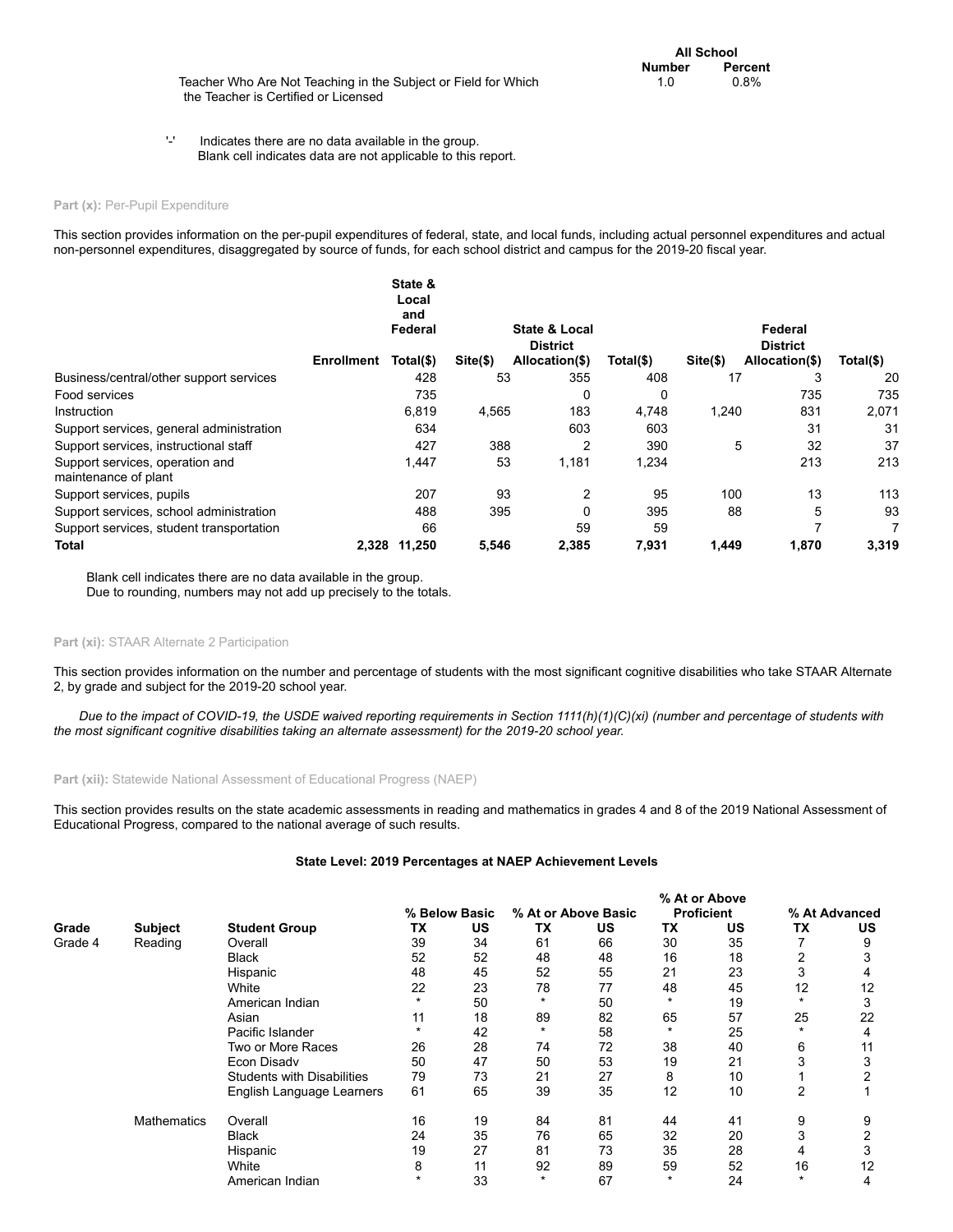| | All School | |
|---|---|---|
| | Number | Percent |
| Teacher Who Are Not Teaching in the Subject or Field for Which the Teacher is Certified or Licensed | 1.0 | 0.8% |

'-' Indicates there are no data available in the group.
Blank cell indicates data are not applicable to this report.

**Part (x):** Per-Pupil Expenditure

This section provides information on the per-pupil expenditures of federal, state, and local funds, including actual personnel expenditures and actual non-personnel expenditures, disaggregated by source of funds, for each school district and campus for the 2019-20 fiscal year.

| | Enrollment | State & Local and Federal Total($) | Site($) | State & Local District Allocation($) | Total($) | Site($) | Federal District Allocation($) | Total($) |
|---|---|---|---|---|---|---|---|---|
| Business/central/other support services | | 428 | 53 | 355 | 408 | 17 | 3 | 20 |
| Food services | | 735 | | 0 | 0 | | 735 | 735 |
| Instruction | | 6,819 | 4,565 | 183 | 4,748 | 1,240 | 831 | 2,071 |
| Support services, general administration | | 634 | | 603 | 603 | | 31 | 31 |
| Support services, instructional staff | | 427 | 388 | 2 | 390 | 5 | 32 | 37 |
| Support services, operation and maintenance of plant | | 1,447 | 53 | 1,181 | 1,234 | | 213 | 213 |
| Support services, pupils | | 207 | 93 | 2 | 95 | 100 | 13 | 113 |
| Support services, school administration | | 488 | 395 | 0 | 395 | 88 | 5 | 93 |
| Support services, student transportation | | 66 | | 59 | 59 | | 7 | 7 |
| **Total** | **2,328** | **11,250** | **5,546** | **2,385** | **7,931** | **1,449** | **1,870** | **3,319** |

Blank cell indicates there are no data available in the group.
Due to rounding, numbers may not add up precisely to the totals.

**Part (xi):** STAAR Alternate 2 Participation

This section provides information on the number and percentage of students with the most significant cognitive disabilities who take STAAR Alternate 2, by grade and subject for the 2019-20 school year.

*Due to the impact of COVID-19, the USDE waived reporting requirements in Section 1111(h)(1)(C)(xi) (number and percentage of students with the most significant cognitive disabilities taking an alternate assessment) for the 2019-20 school year.*

**Part (xii):** Statewide National Assessment of Educational Progress (NAEP)

This section provides results on the state academic assessments in reading and mathematics in grades 4 and 8 of the 2019 National Assessment of Educational Progress, compared to the national average of such results.

**State Level: 2019 Percentages at NAEP Achievement Levels**

| | | | % Below Basic | | % At or Above Basic | | % At or Above Proficient | | % At Advanced | |
|---|---|---|---|---|---|---|---|---|---|---|
| Grade | Subject | Student Group | TX | US | TX | US | TX | US | TX | US |
| Grade 4 | Reading | Overall | 39 | 34 | 61 | 66 | 30 | 35 | 7 | 9 |
| | | Black | 52 | 52 | 48 | 48 | 16 | 18 | 2 | 3 |
| | | Hispanic | 48 | 45 | 52 | 55 | 21 | 23 | 3 | 4 |
| | | White | 22 | 23 | 78 | 77 | 48 | 45 | 12 | 12 |
| | | American Indian | * | 50 | * | 50 | * | 19 | * | 3 |
| | | Asian | 11 | 18 | 89 | 82 | 65 | 57 | 25 | 22 |
| | | Pacific Islander | * | 42 | * | 58 | * | 25 | * | 4 |
| | | Two or More Races | 26 | 28 | 74 | 72 | 38 | 40 | 6 | 11 |
| | | Econ Disadv | 50 | 47 | 50 | 53 | 19 | 21 | 3 | 3 |
| | | Students with Disabilities | 79 | 73 | 21 | 27 | 8 | 10 | 1 | 2 |
| | | English Language Learners | 61 | 65 | 39 | 35 | 12 | 10 | 2 | 1 |
| | Mathematics | Overall | 16 | 19 | 84 | 81 | 44 | 41 | 9 | 9 |
| | | Black | 24 | 35 | 76 | 65 | 32 | 20 | 3 | 2 |
| | | Hispanic | 19 | 27 | 81 | 73 | 35 | 28 | 4 | 3 |
| | | White | 8 | 11 | 92 | 89 | 59 | 52 | 16 | 12 |
| | | American Indian | * | 33 | * | 67 | * | 24 | * | 4 |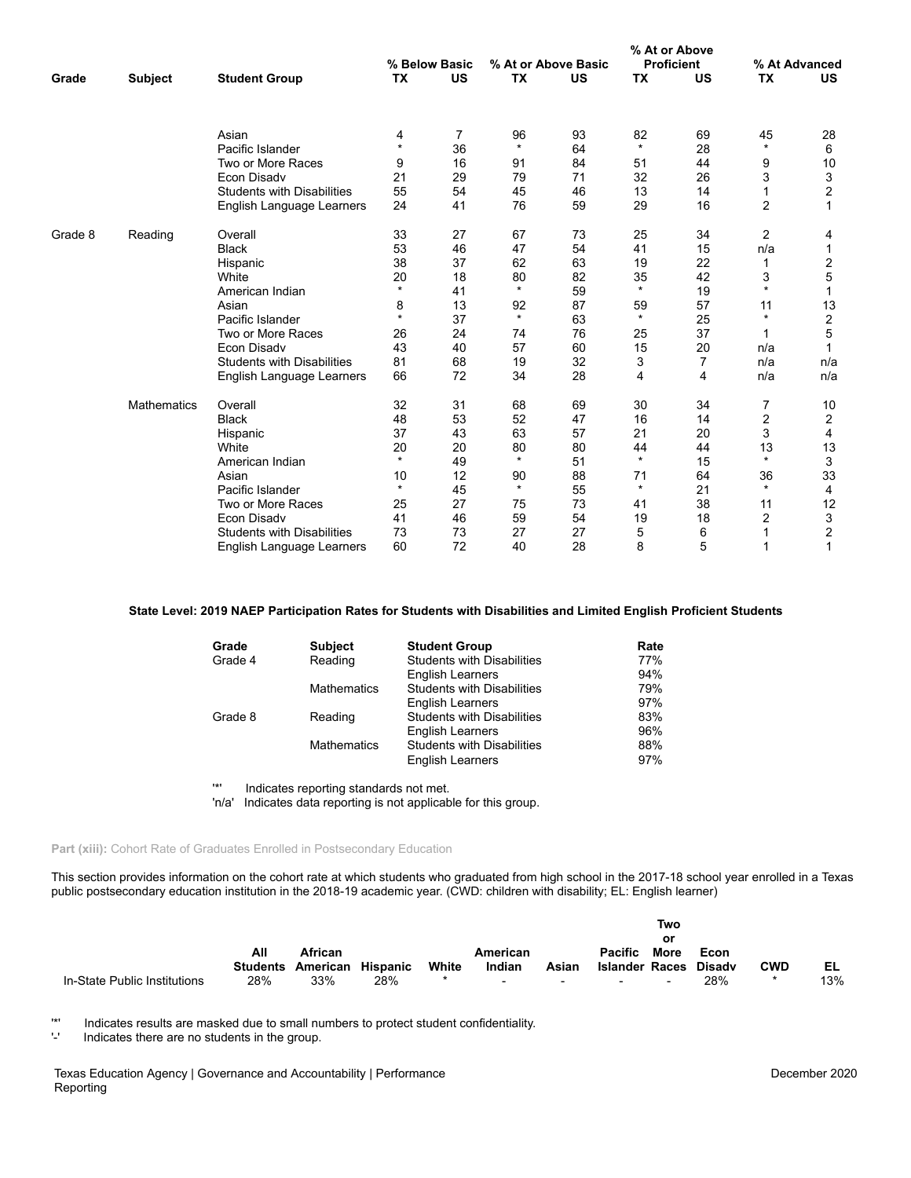| Grade | Subject | Student Group | % Below Basic TX | % Below Basic US | % At or Above Basic TX | % At or Above Basic US | % At or Above Proficient TX | % At or Above Proficient US | % At Advanced TX | % At Advanced US |
|---|---|---|---|---|---|---|---|---|---|---|
| | | Asian | 4 | 7 | 96 | 93 | 82 | 69 | 45 | 28 |
| | | Pacific Islander | * | 36 | * | 64 | * | 28 | * | 6 |
| | | Two or More Races | 9 | 16 | 91 | 84 | 51 | 44 | 9 | 10 |
| | | Econ Disadv | 21 | 29 | 79 | 71 | 32 | 26 | 3 | 3 |
| | | Students with Disabilities | 55 | 54 | 45 | 46 | 13 | 14 | 1 | 2 |
| | | English Language Learners | 24 | 41 | 76 | 59 | 29 | 16 | 2 | 1 |
| Grade 8 | Reading | Overall | 33 | 27 | 67 | 73 | 25 | 34 | 2 | 4 |
| | | Black | 53 | 46 | 47 | 54 | 41 | 15 | n/a | 1 |
| | | Hispanic | 38 | 37 | 62 | 63 | 19 | 22 | 1 | 2 |
| | | White | 20 | 18 | 80 | 82 | 35 | 42 | 3 | 5 |
| | | American Indian | * | 41 | * | 59 | * | 19 | * | 1 |
| | | Asian | 8 | 13 | 92 | 87 | 59 | 57 | 11 | 13 |
| | | Pacific Islander | * | 37 | * | 63 | * | 25 | * | 2 |
| | | Two or More Races | 26 | 24 | 74 | 76 | 25 | 37 | 1 | 5 |
| | | Econ Disadv | 43 | 40 | 57 | 60 | 15 | 20 | n/a | 1 |
| | | Students with Disabilities | 81 | 68 | 19 | 32 | 3 | 7 | n/a | n/a |
| | | English Language Learners | 66 | 72 | 34 | 28 | 4 | 4 | n/a | n/a |
| | Mathematics | Overall | 32 | 31 | 68 | 69 | 30 | 34 | 7 | 10 |
| | | Black | 48 | 53 | 52 | 47 | 16 | 14 | 2 | 2 |
| | | Hispanic | 37 | 43 | 63 | 57 | 21 | 20 | 3 | 4 |
| | | White | 20 | 20 | 80 | 80 | 44 | 44 | 13 | 13 |
| | | American Indian | * | 49 | * | 51 | * | 15 | * | 3 |
| | | Asian | 10 | 12 | 90 | 88 | 71 | 64 | 36 | 33 |
| | | Pacific Islander | * | 45 | * | 55 | * | 21 | * | 4 |
| | | Two or More Races | 25 | 27 | 75 | 73 | 41 | 38 | 11 | 12 |
| | | Econ Disadv | 41 | 46 | 59 | 54 | 19 | 18 | 2 | 3 |
| | | Students with Disabilities | 73 | 73 | 27 | 27 | 5 | 6 | 1 | 2 |
| | | English Language Learners | 60 | 72 | 40 | 28 | 8 | 5 | 1 | 1 |

**State Level: 2019 NAEP Participation Rates for Students with Disabilities and Limited English Proficient Students**

| Grade | Subject | Student Group | Rate |
|---|---|---|---|
| Grade 4 | Reading | Students with Disabilities | 77% |
| | | English Learners | 94% |
| | Mathematics | Students with Disabilities | 79% |
| | | English Learners | 97% |
| Grade 8 | Reading | Students with Disabilities | 83% |
| | | English Learners | 96% |
| | Mathematics | Students with Disabilities | 88% |
| | | English Learners | 97% |

'*' Indicates reporting standards not met.
'n/a' Indicates data reporting is not applicable for this group.

**Part (xiii):** Cohort Rate of Graduates Enrolled in Postsecondary Education

This section provides information on the cohort rate at which students who graduated from high school in the 2017-18 school year enrolled in a Texas public postsecondary education institution in the 2018-19 academic year. (CWD: children with disability; EL: English learner)

| | All Students | African American | Hispanic | White | American Indian | Asian | Pacific Islander | Two or More Races | Econ Disadv | CWD | EL |
|---|---|---|---|---|---|---|---|---|---|---|---|
| In-State Public Institutions | 28% | 33% | 28% | * | - | - | - | - | 28% | * | 13% |

'*' Indicates results are masked due to small numbers to protect student confidentiality.
'-' Indicates there are no students in the group.